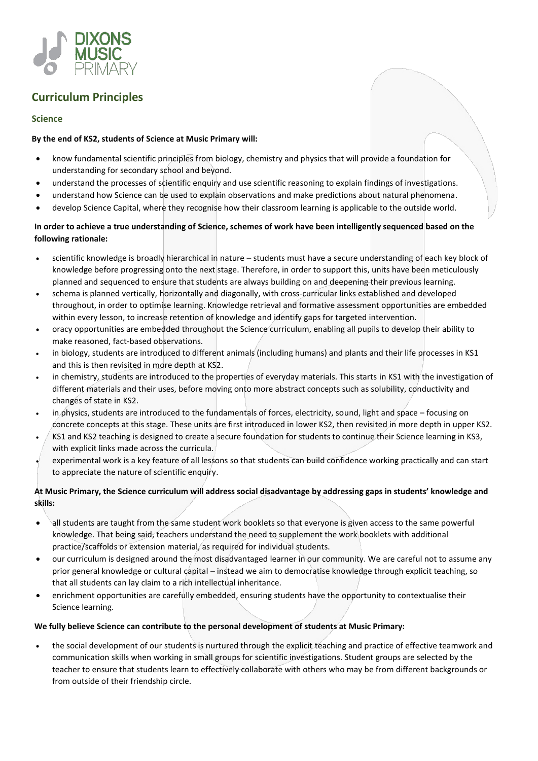# Curriculum Principles

## Science

**By the end of KS2, students of Science at Music Primary will:**

- know fundamental scientific principles from biology, chemistry and physics that will provide a foundation for understanding for secondary school and beyond.
- understand the processes of scientific enquiry and use scientific reasoning to explain findings of investigations.
- understand how Science can be used to explain observations and make predictions about natural phenomena.
- develop Science Capital, where they recognise how their classroom learning is applicable to the outside world.

**In order to achieve a true understanding of Science, schemes of work have been intelligently sequenced based on the following rationale:**

- scientific knowledge is broadly hierarchical in nature – students must have a secure understanding of each key block of knowledge before progressing onto the next stage. Therefore, in order to support this, units have been meticulously planned and sequenced to ensure that students are always building on and deepening their previous learning.
- schema is planned vertically, horizontally and diagonally, with cross-curricular links established and developed throughout, in order to optimise learning. Knowledge retrieval and formative assessment opportunities are embedded within every lesson, to increase retention of knowledge and identify gaps for targeted intervention.
- oracy opportunities are embedded throughout the Science curriculum, enabling all pupils to develop their ability to make reasoned, fact-based observations.
- in biology, students are introduced to different animals (including humans) and plants and their life processes in KS1 and this is then revisited in more depth at KS2.
- in chemistry, students are introduced to the properties of everyday materials. This starts in KS1 with the investigation of different materials and their uses, before moving onto more abstract concepts such as solubility, conductivity and changes of state in KS2.
- in physics, students are introduced to the fundamentals of forces, electricity, sound, light and space – focusing on concrete concepts at this stage. These units are first introduced in lower KS2, then revisited in more depth in upper KS2.
- KS1 and KS2 teaching is designed to create a secure foundation for students to continue their Science learning in KS3, with explicit links made across the curricula.
- experimental work is a key feature of all lessons so that students can build confidence working practically and can start to appreciate the nature of scientific enquiry.

**At Music Primary, the Science curriculum will address social disadvantage by addressing gaps in students' knowledge and skills:**

- all students are taught from the same student work booklets so that everyone is given access to the same powerful knowledge. That being said, teachers understand the need to supplement the work booklets with additional practice/scaffolds or extension material, as required for individual students.
- our curriculum is designed around the most disadvantaged learner in our community. We are careful not to assume any prior general knowledge or cultural capital – instead we aim to democratise knowledge through explicit teaching, so that all students can lay claim to a rich intellectual inheritance.
- enrichment opportunities are carefully embedded, ensuring students have the opportunity to contextualise their Science learning.

**We fully believe Science can contribute to the personal development of students at Music Primary:**

- the social development of our students is nurtured through the explicit teaching and practice of effective teamwork and communication skills when working in small groups for scientific investigations. Student groups are selected by the teacher to ensure that students learn to effectively collaborate with others who may be from different backgrounds or from outside of their friendship circle.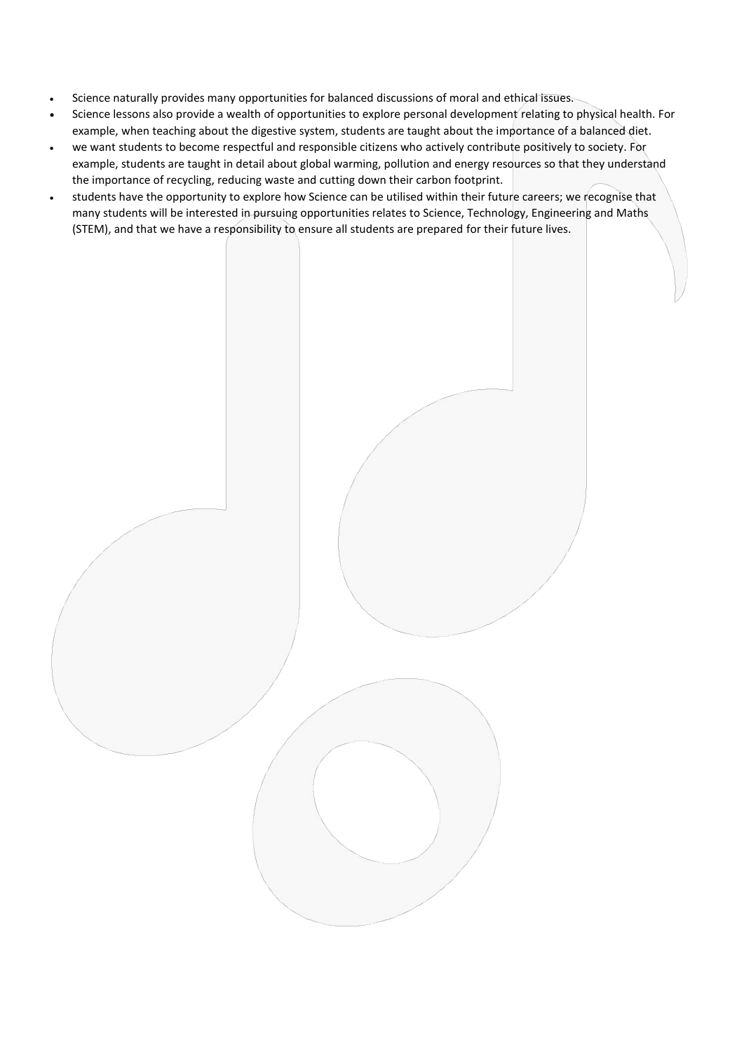- Science naturally provides many opportunities for balanced discussions of moral and ethical issues.
- Science lessons also provide a wealth of opportunities to explore personal development relating to physical health. For example, when teaching about the digestive system, students are taught about the importance of a balanced diet.
- we want students to become respectful and responsible citizens who actively contribute positively to society. For example, students are taught in detail about global warming, pollution and energy resources so that they understand the importance of recycling, reducing waste and cutting down their carbon footprint.
- students have the opportunity to explore how Science can be utilised within their future careers; we recognise that many students will be interested in pursuing opportunities relates to Science, Technology, Engineering and Maths (STEM), and that we have a responsibility to ensure all students are prepared for their future lives.